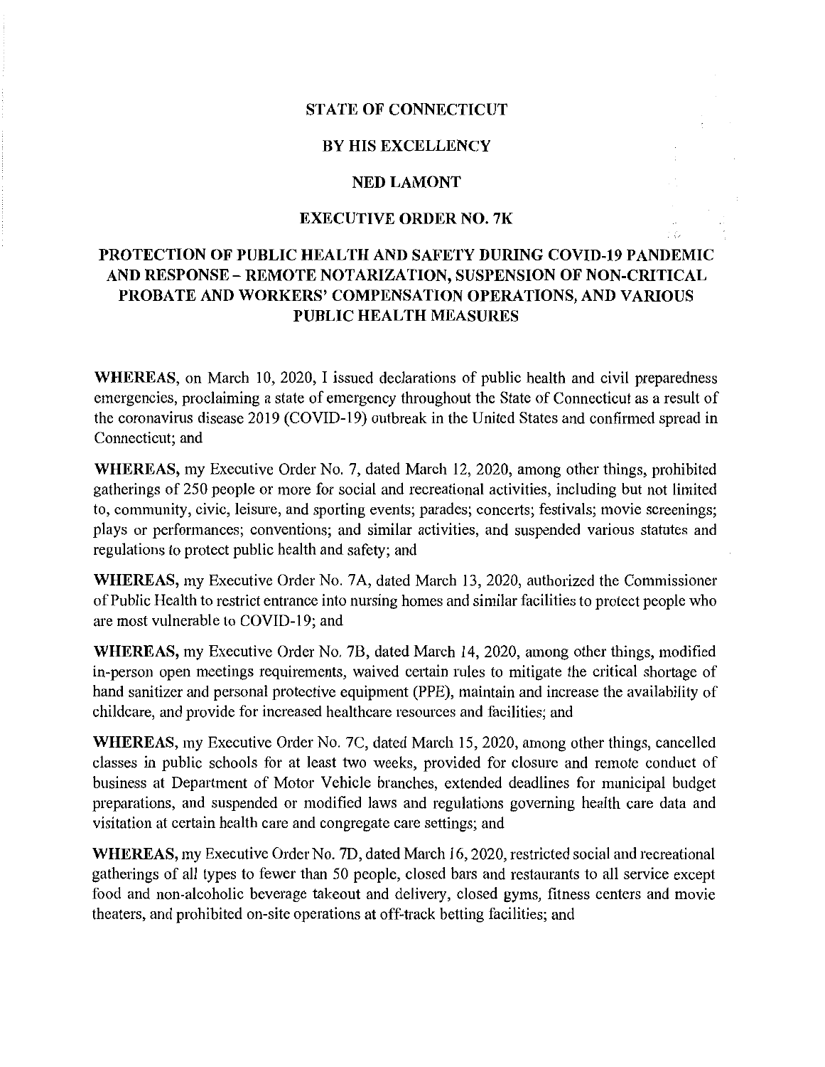**STATE OF CONNECTICUT**

**BY HIS EXCELLENCY**

**NED LAMONT**

**EXECUTIVE ORDER NO. 7K**

# PROTECTION OF PUBLIC HEALTH AND SAFETY DURING COVID-19 PANDEMIC AND RESPONSE – REMOTE NOTARIZATION, SUSPENSION OF NON-CRITICAL PROBATE AND WORKERS' COMPENSATION OPERATIONS, AND VARIOUS PUBLIC HEALTH MEASURES

**WHEREAS,** on March 10, 2020, I issued declarations of public health and civil preparedness emergencies, proclaiming a state of emergency throughout the State of Connecticut as a result of the coronavirus disease 2019 (COVID-19) outbreak in the United States and confirmed spread in Connecticut; and

**WHEREAS,** my Executive Order No. 7, dated March 12, 2020, among other things, prohibited gatherings of 250 people or more for social and recreational activities, including but not limited to, community, civic, leisure, and sporting events; parades; concerts; festivals; movie screenings; plays or performances; conventions; and similar activities, and suspended various statutes and regulations to protect public health and safety; and

**WHEREAS,** my Executive Order No. 7A, dated March 13, 2020, authorized the Commissioner of Public Health to restrict entrance into nursing homes and similar facilities to protect people who are most vulnerable to COVID-19; and

**WHEREAS,** my Executive Order No. 7B, dated March 14, 2020, among other things, modified in-person open meetings requirements, waived certain rules to mitigate the critical shortage of hand sanitizer and personal protective equipment (PPE), maintain and increase the availability of childcare, and provide for increased healthcare resources and facilities; and

**WHEREAS,** my Executive Order No. 7C, dated March 15, 2020, among other things, cancelled classes in public schools for at least two weeks, provided for closure and remote conduct of business at Department of Motor Vehicle branches, extended deadlines for municipal budget preparations, and suspended or modified laws and regulations governing health care data and visitation at certain health care and congregate care settings; and

**WHEREAS,** my Executive Order No. 7D, dated March 16, 2020, restricted social and recreational gatherings of all types to fewer than 50 people, closed bars and restaurants to all service except food and non-alcoholic beverage takeout and delivery, closed gyms, fitness centers and movie theaters, and prohibited on-site operations at off-track betting facilities; and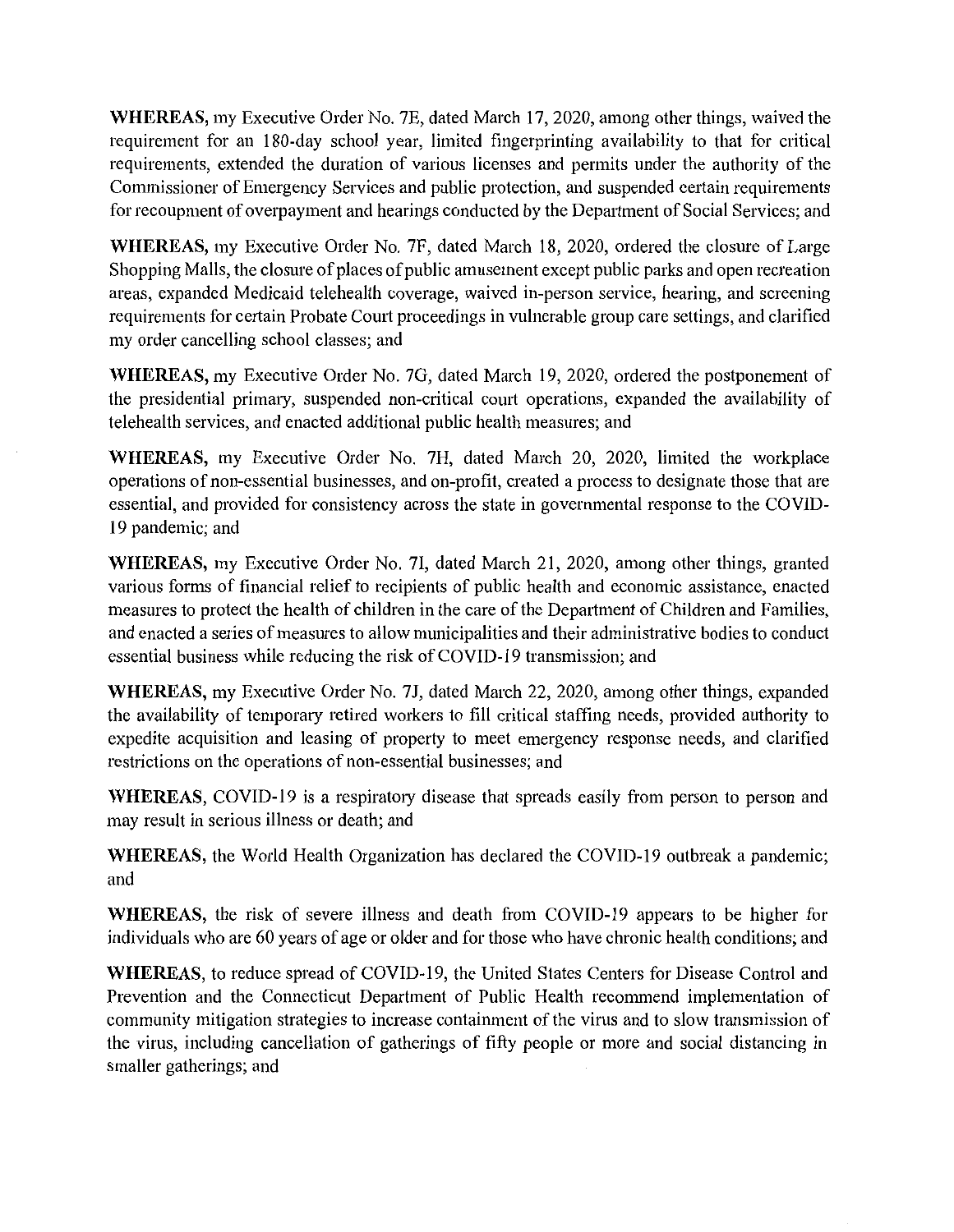**WHEREAS,** my Executive Order No. 7E, dated March 17, 2020, among other things, waived the requirement for an 180-day school year, limited fingerprinting availability to that for critical requirements, extended the duration of various licenses and permits under the authority of the Commissioner of Emergency Services and public protection, and suspended certain requirements for recoupment of overpayment and hearings conducted by the Department of Social Services; and

**WHEREAS,** my Executive Order No. 7F, dated March 18, 2020, ordered the closure of Large Shopping Malls, the closure of places of public amusement except public parks and open recreation areas, expanded Medicaid telehealth coverage, waived in-person service, hearing, and screening requirements for certain Probate Court proceedings in vulnerable group care settings, and clarified my order cancelling school classes; and

**WHEREAS,** my Executive Order No. 7G, dated March 19, 2020, ordered the postponement of the presidential primary, suspended non-critical court operations, expanded the availability of telehealth services, and enacted additional public health measures; and

**WHEREAS,** my Executive Order No. 7H, dated March 20, 2020, limited the workplace operations of non-essential businesses, and on-profit, created a process to designate those that are essential, and provided for consistency across the state in governmental response to the COVID-19 pandemic; and

**WHEREAS,** my Executive Order No. 7I, dated March 21, 2020, among other things, granted various forms of financial relief to recipients of public health and economic assistance, enacted measures to protect the health of children in the care of the Department of Children and Families, and enacted a series of measures to allow municipalities and their administrative bodies to conduct essential business while reducing the risk of COVID-19 transmission; and

**WHEREAS,** my Executive Order No. 7J, dated March 22, 2020, among other things, expanded the availability of temporary retired workers to fill critical staffing needs, provided authority to expedite acquisition and leasing of property to meet emergency response needs, and clarified restrictions on the operations of non-essential businesses; and

**WHEREAS,** COVID-19 is a respiratory disease that spreads easily from person to person and may result in serious illness or death; and

**WHEREAS,** the World Health Organization has declared the COVID-19 outbreak a pandemic; and

**WHEREAS,** the risk of severe illness and death from COVID-19 appears to be higher for individuals who are 60 years of age or older and for those who have chronic health conditions; and

**WHEREAS,** to reduce spread of COVID-19, the United States Centers for Disease Control and Prevention and the Connecticut Department of Public Health recommend implementation of community mitigation strategies to increase containment of the virus and to slow transmission of the virus, including cancellation of gatherings of fifty people or more and social distancing in smaller gatherings; and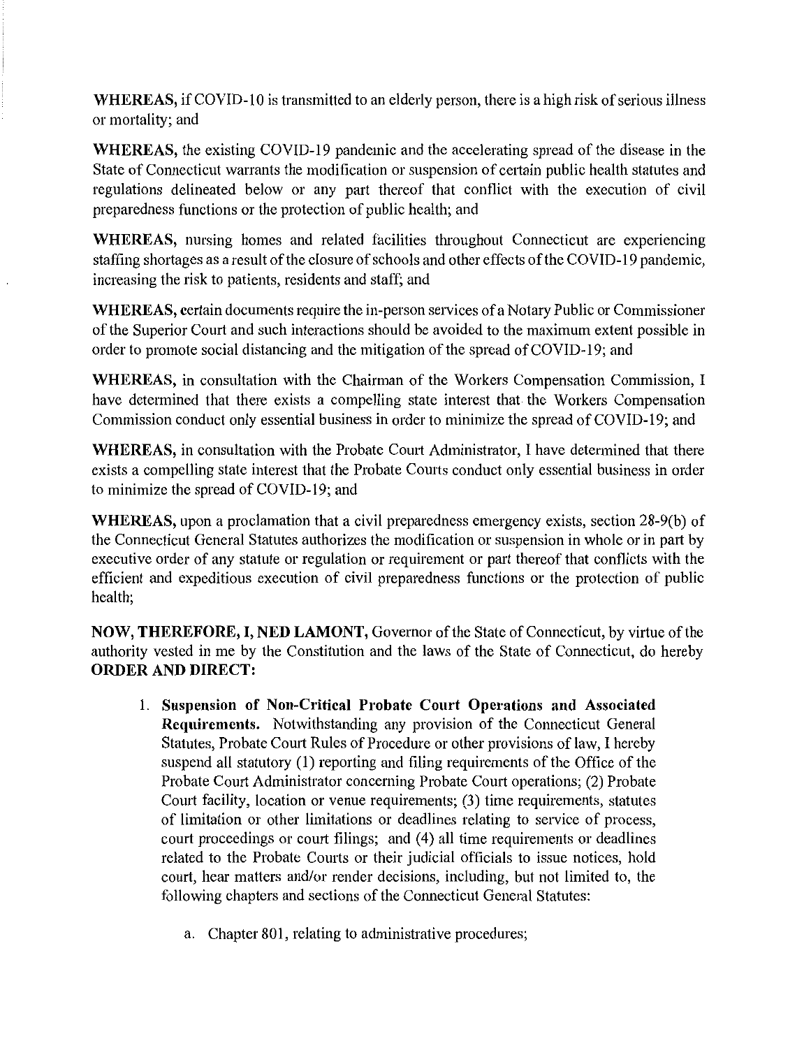**WHEREAS,** if COVID-10 is transmitted to an elderly person, there is a high risk of serious illness or mortality; and

**WHEREAS,** the existing COVID-19 pandemic and the accelerating spread of the disease in the State of Connecticut warrants the modification or suspension of certain public health statutes and regulations delineated below or any part thereof that conflict with the execution of civil preparedness functions or the protection of public health; and

**WHEREAS,** nursing homes and related facilities throughout Connecticut are experiencing staffing shortages as a result of the closure of schools and other effects of the COVID-19 pandemic, increasing the risk to patients, residents and staff; and

**WHEREAS,** certain documents require the in-person services of a Notary Public or Commissioner of the Superior Court and such interactions should be avoided to the maximum extent possible in order to promote social distancing and the mitigation of the spread of COVID-19; and

**WHEREAS,** in consultation with the Chairman of the Workers Compensation Commission, I have determined that there exists a compelling state interest that the Workers Compensation Commission conduct only essential business in order to minimize the spread of COVID-19; and

**WHEREAS,** in consultation with the Probate Court Administrator, I have determined that there exists a compelling state interest that the Probate Courts conduct only essential business in order to minimize the spread of COVID-19; and

**WHEREAS,** upon a proclamation that a civil preparedness emergency exists, section 28-9(b) of the Connecticut General Statutes authorizes the modification or suspension in whole or in part by executive order of any statute or regulation or requirement or part thereof that conflicts with the efficient and expeditious execution of civil preparedness functions or the protection of public health;

**NOW, THEREFORE, I, NED LAMONT,** Governor of the State of Connecticut, by virtue of the authority vested in me by the Constitution and the laws of the State of Connecticut, do hereby **ORDER AND DIRECT:**

1. **Suspension of Non-Critical Probate Court Operations and Associated Requirements.** Notwithstanding any provision of the Connecticut General Statutes, Probate Court Rules of Procedure or other provisions of law, I hereby suspend all statutory (1) reporting and filing requirements of the Office of the Probate Court Administrator concerning Probate Court operations; (2) Probate Court facility, location or venue requirements; (3) time requirements, statutes of limitation or other limitations or deadlines relating to service of process, court proceedings or court filings; and (4) all time requirements or deadlines related to the Probate Courts or their judicial officials to issue notices, hold court, hear matters and/or render decisions, including, but not limited to, the following chapters and sections of the Connecticut General Statutes:

    a. Chapter 801, relating to administrative procedures;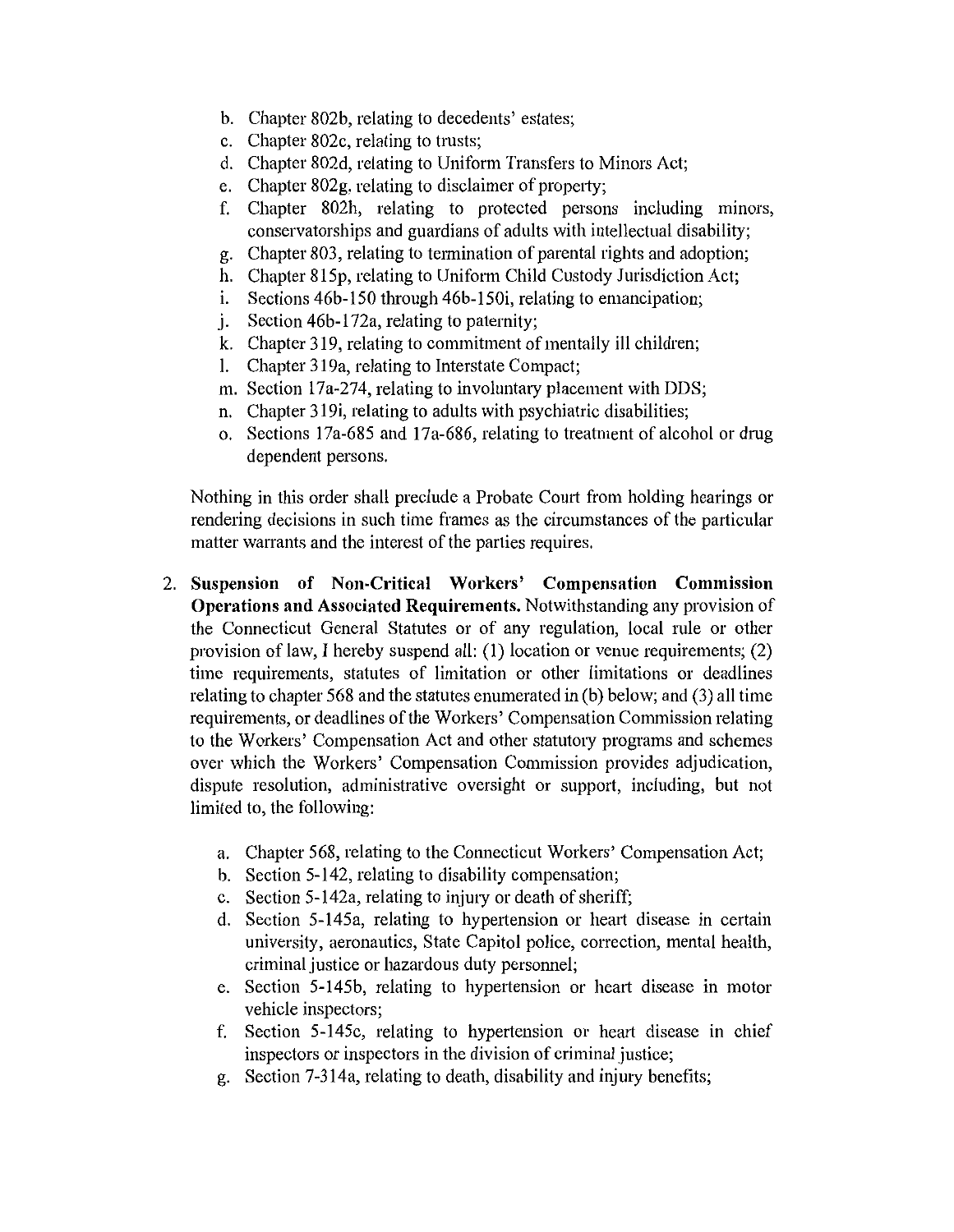b. Chapter 802b, relating to decedents' estates;
c. Chapter 802c, relating to trusts;
d. Chapter 802d, relating to Uniform Transfers to Minors Act;
e. Chapter 802g, relating to disclaimer of property;
f. Chapter 802h, relating to protected persons including minors, conservatorships and guardians of adults with intellectual disability;
g. Chapter 803, relating to termination of parental rights and adoption;
h. Chapter 815p, relating to Uniform Child Custody Jurisdiction Act;
i. Sections 46b-150 through 46b-150i, relating to emancipation;
j. Section 46b-172a, relating to paternity;
k. Chapter 319, relating to commitment of mentally ill children;
l. Chapter 319a, relating to Interstate Compact;
m. Section 17a-274, relating to involuntary placement with DDS;
n. Chapter 319i, relating to adults with psychiatric disabilities;
o. Sections 17a-685 and 17a-686, relating to treatment of alcohol or drug dependent persons.

Nothing in this order shall preclude a Probate Court from holding hearings or rendering decisions in such time frames as the circumstances of the particular matter warrants and the interest of the parties requires.

2. **Suspension of Non-Critical Workers' Compensation Commission Operations and Associated Requirements.** Notwithstanding any provision of the Connecticut General Statutes or of any regulation, local rule or other provision of law, I hereby suspend all: (1) location or venue requirements; (2) time requirements, statutes of limitation or other limitations or deadlines relating to chapter 568 and the statutes enumerated in (b) below; and (3) all time requirements, or deadlines of the Workers' Compensation Commission relating to the Workers' Compensation Act and other statutory programs and schemes over which the Workers' Compensation Commission provides adjudication, dispute resolution, administrative oversight or support, including, but not limited to, the following:

    a. Chapter 568, relating to the Connecticut Workers' Compensation Act;
    b. Section 5-142, relating to disability compensation;
    c. Section 5-142a, relating to injury or death of sheriff;
    d. Section 5-145a, relating to hypertension or heart disease in certain university, aeronautics, State Capitol police, correction, mental health, criminal justice or hazardous duty personnel;
    e. Section 5-145b, relating to hypertension or heart disease in motor vehicle inspectors;
    f. Section 5-145c, relating to hypertension or heart disease in chief inspectors or inspectors in the division of criminal justice;
    g. Section 7-314a, relating to death, disability and injury benefits;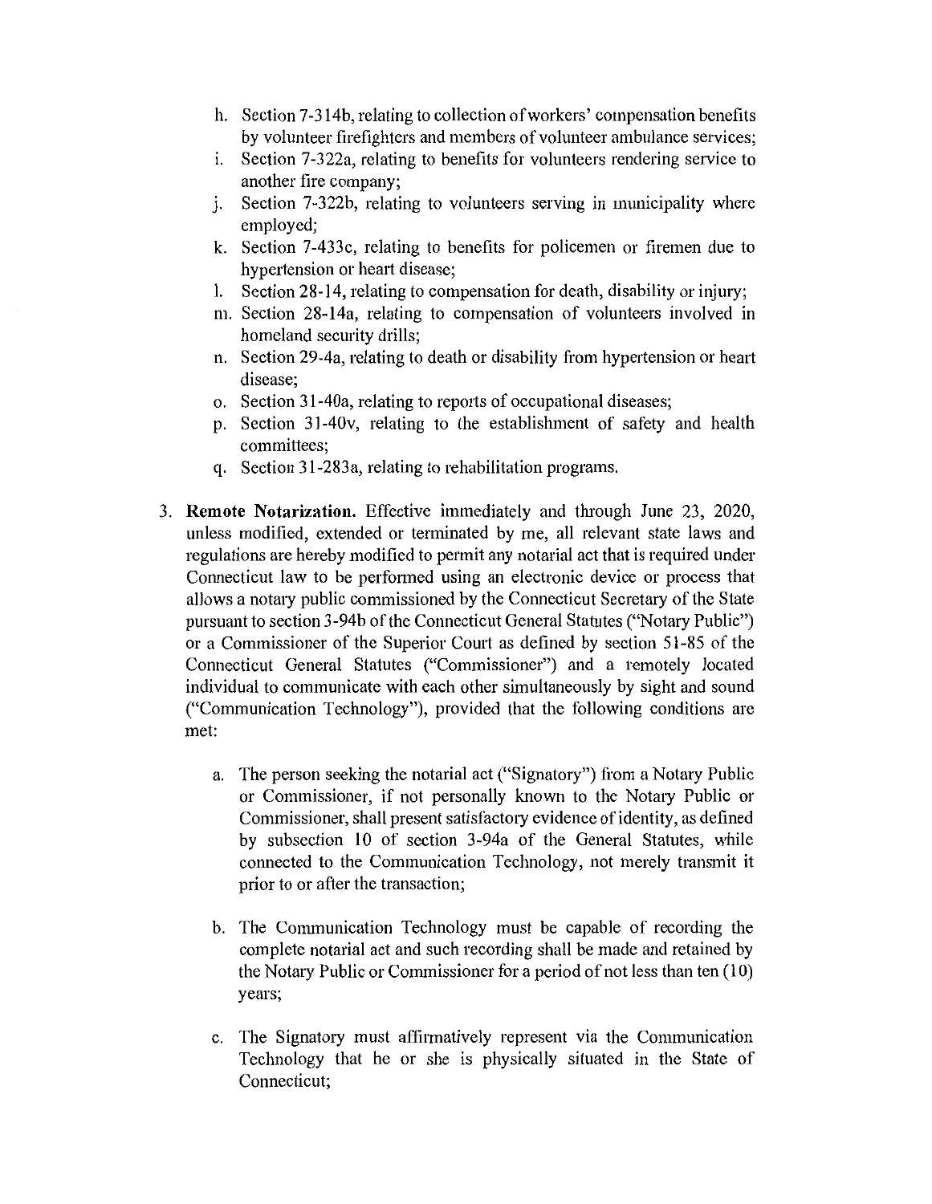h. Section 7-314b, relating to collection of workers' compensation benefits by volunteer firefighters and members of volunteer ambulance services;
i. Section 7-322a, relating to benefits for volunteers rendering service to another fire company;
j. Section 7-322b, relating to volunteers serving in municipality where employed;
k. Section 7-433c, relating to benefits for policemen or firemen due to hypertension or heart disease;
l. Section 28-14, relating to compensation for death, disability or injury;
m. Section 28-14a, relating to compensation of volunteers involved in homeland security drills;
n. Section 29-4a, relating to death or disability from hypertension or heart disease;
o. Section 31-40a, relating to reports of occupational diseases;
p. Section 31-40v, relating to the establishment of safety and health committees;
q. Section 31-283a, relating to rehabilitation programs.

3. **Remote Notarization.** Effective immediately and through June 23, 2020, unless modified, extended or terminated by me, all relevant state laws and regulations are hereby modified to permit any notarial act that is required under Connecticut law to be performed using an electronic device or process that allows a notary public commissioned by the Connecticut Secretary of the State pursuant to section 3-94b of the Connecticut General Statutes ("Notary Public") or a Commissioner of the Superior Court as defined by section 51-85 of the Connecticut General Statutes ("Commissioner") and a remotely located individual to communicate with each other simultaneously by sight and sound ("Communication Technology"), provided that the following conditions are met:

   a. The person seeking the notarial act ("Signatory") from a Notary Public or Commissioner, if not personally known to the Notary Public or Commissioner, shall present satisfactory evidence of identity, as defined by subsection 10 of section 3-94a of the General Statutes, while connected to the Communication Technology, not merely transmit it prior to or after the transaction;

   b. The Communication Technology must be capable of recording the complete notarial act and such recording shall be made and retained by the Notary Public or Commissioner for a period of not less than ten (10) years;

   c. The Signatory must affirmatively represent via the Communication Technology that he or she is physically situated in the State of Connecticut;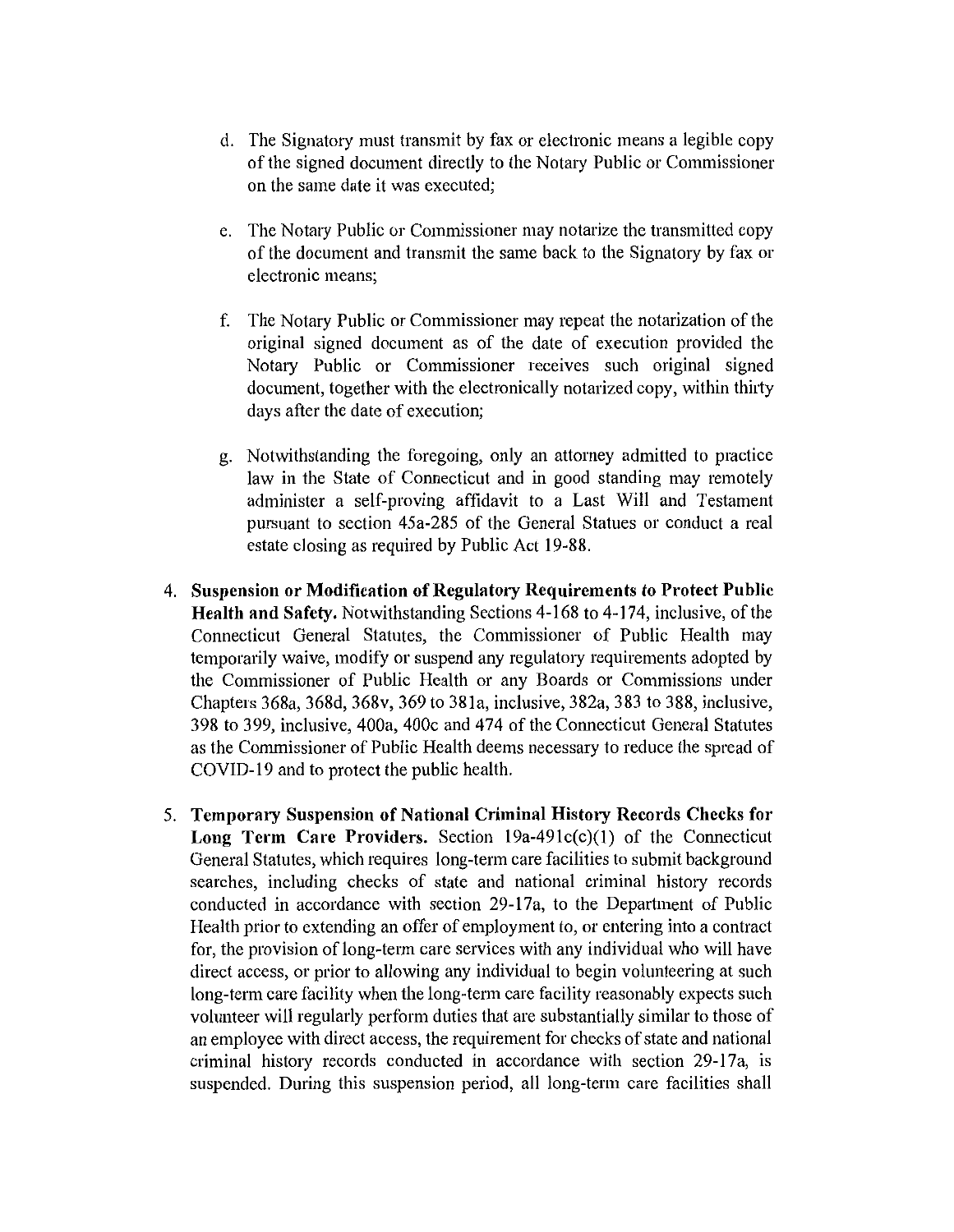d. The Signatory must transmit by fax or electronic means a legible copy of the signed document directly to the Notary Public or Commissioner on the same date it was executed;

   e. The Notary Public or Commissioner may notarize the transmitted copy of the document and transmit the same back to the Signatory by fax or electronic means;

   f. The Notary Public or Commissioner may repeat the notarization of the original signed document as of the date of execution provided the Notary Public or Commissioner receives such original signed document, together with the electronically notarized copy, within thirty days after the date of execution;

   g. Notwithstanding the foregoing, only an attorney admitted to practice law in the State of Connecticut and in good standing may remotely administer a self-proving affidavit to a Last Will and Testament pursuant to section 45a-285 of the General Statues or conduct a real estate closing as required by Public Act 19-88.

4. **Suspension or Modification of Regulatory Requirements to Protect Public Health and Safety.** Notwithstanding Sections 4-168 to 4-174, inclusive, of the Connecticut General Statutes, the Commissioner of Public Health may temporarily waive, modify or suspend any regulatory requirements adopted by the Commissioner of Public Health or any Boards or Commissions under Chapters 368a, 368d, 368v, 369 to 381a, inclusive, 382a, 383 to 388, inclusive, 398 to 399, inclusive, 400a, 400c and 474 of the Connecticut General Statutes as the Commissioner of Public Health deems necessary to reduce the spread of COVID-19 and to protect the public health.

5. **Temporary Suspension of National Criminal History Records Checks for Long Term Care Providers.** Section 19a-491c(c)(1) of the Connecticut General Statutes, which requires long-term care facilities to submit background searches, including checks of state and national criminal history records conducted in accordance with section 29-17a, to the Department of Public Health prior to extending an offer of employment to, or entering into a contract for, the provision of long-term care services with any individual who will have direct access, or prior to allowing any individual to begin volunteering at such long-term care facility when the long-term care facility reasonably expects such volunteer will regularly perform duties that are substantially similar to those of an employee with direct access, the requirement for checks of state and national criminal history records conducted in accordance with section 29-17a, is suspended. During this suspension period, all long-term care facilities shall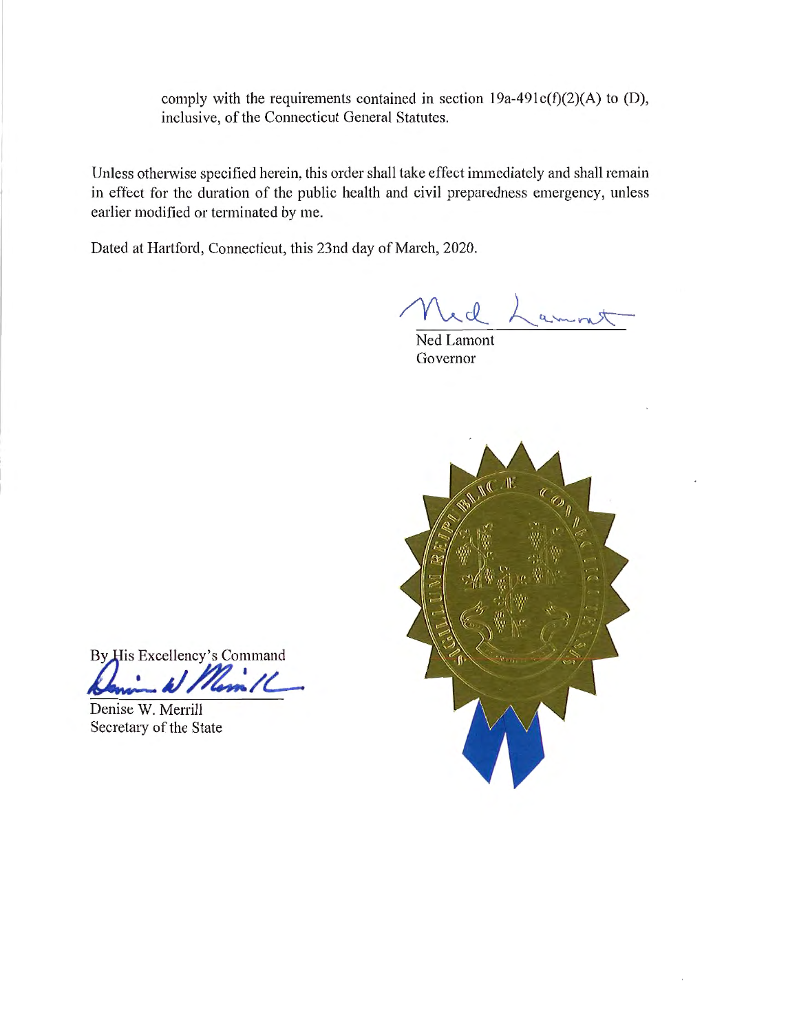comply with the requirements contained in section 19a-491c(f)(2)(A) to (D), inclusive, of the Connecticut General Statutes.

Unless otherwise specified herein, this order shall take effect immediately and shall remain in effect for the duration of the public health and civil preparedness emergency, unless earlier modified or terminated by me.

Dated at Hartford, Connecticut, this 23nd day of March, 2020.

Ned Lamont
Governor

By His Excellency's Command

Denise W. Merrill
Secretary of the State